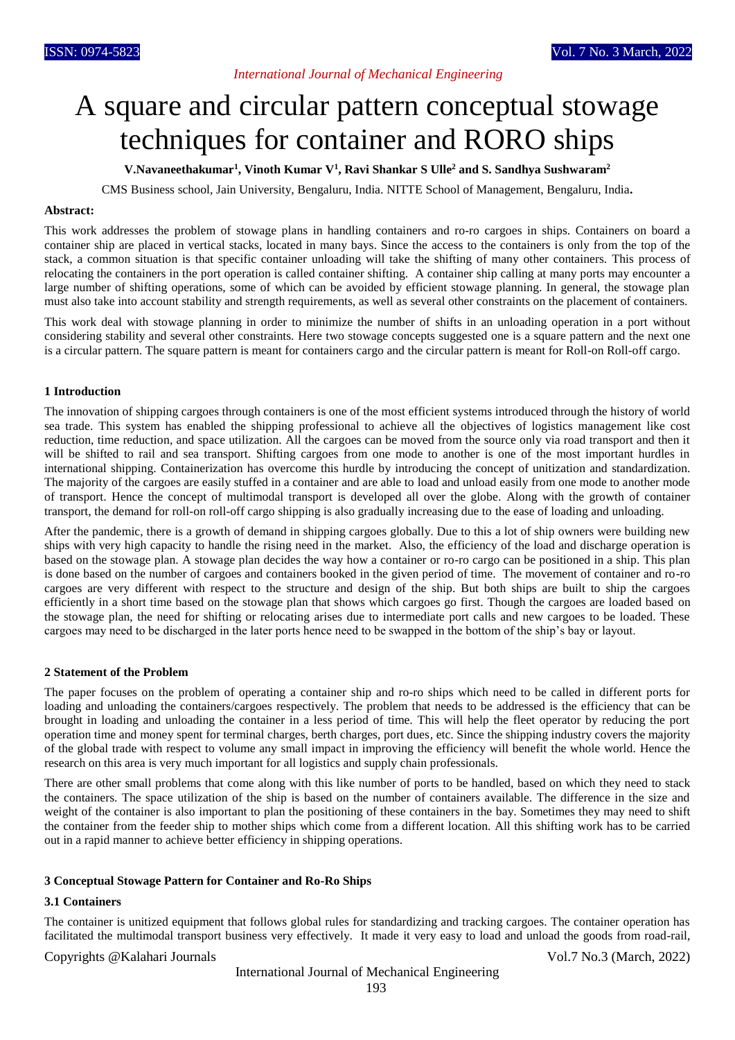# A square and circular pattern conceptual stowage techniques for container and RORO ships

**V.Navaneethakumar[1], Vinoth Kumar V[1], Ravi Shankar S Ulle[2] and S. Sandhya Sushwaram[2]**

CMS Business school, Jain University, Bengaluru, India. NITTE School of Management, Bengaluru, India**.**

**Abstract:**

This work addresses the problem of stowage plans in handling containers and ro-ro cargoes in ships. Containers on board a container ship are placed in vertical stacks, located in many bays. Since the access to the containers is only from the top of the stack, a common situation is that specific container unloading will take the shifting of many other containers. This process of relocating the containers in the port operation is called container shifting. A container ship calling at many ports may encounter a large number of shifting operations, some of which can be avoided by efficient stowage planning. In general, the stowage plan must also take into account stability and strength requirements, as well as several other constraints on the placement of containers.

This work deal with stowage planning in order to minimize the number of shifts in an unloading operation in a port without considering stability and several other constraints. Here two stowage concepts suggested one is a square pattern and the next one is a circular pattern. The square pattern is meant for containers cargo and the circular pattern is meant for Roll-on Roll-off cargo.

## 1 Introduction

The innovation of shipping cargoes through containers is one of the most efficient systems introduced through the history of world sea trade. This system has enabled the shipping professional to achieve all the objectives of logistics management like cost reduction, time reduction, and space utilization. All the cargoes can be moved from the source only via road transport and then it will be shifted to rail and sea transport. Shifting cargoes from one mode to another is one of the most important hurdles in international shipping. Containerization has overcome this hurdle by introducing the concept of unitization and standardization. The majority of the cargoes are easily stuffed in a container and are able to load and unload easily from one mode to another mode of transport. Hence the concept of multimodal transport is developed all over the globe. Along with the growth of container transport, the demand for roll-on roll-off cargo shipping is also gradually increasing due to the ease of loading and unloading.

After the pandemic, there is a growth of demand in shipping cargoes globally. Due to this a lot of ship owners were building new ships with very high capacity to handle the rising need in the market. Also, the efficiency of the load and discharge operation is based on the stowage plan. A stowage plan decides the way how a container or ro-ro cargo can be positioned in a ship. This plan is done based on the number of cargoes and containers booked in the given period of time. The movement of container and ro-ro cargoes are very different with respect to the structure and design of the ship. But both ships are built to ship the cargoes efficiently in a short time based on the stowage plan that shows which cargoes go first. Though the cargoes are loaded based on the stowage plan, the need for shifting or relocating arises due to intermediate port calls and new cargoes to be loaded. These cargoes may need to be discharged in the later ports hence need to be swapped in the bottom of the ship's bay or layout.

## 2 Statement of the Problem

The paper focuses on the problem of operating a container ship and ro-ro ships which need to be called in different ports for loading and unloading the containers/cargoes respectively. The problem that needs to be addressed is the efficiency that can be brought in loading and unloading the container in a less period of time. This will help the fleet operator by reducing the port operation time and money spent for terminal charges, berth charges, port dues, etc. Since the shipping industry covers the majority of the global trade with respect to volume any small impact in improving the efficiency will benefit the whole world. Hence the research on this area is very much important for all logistics and supply chain professionals.

There are other small problems that come along with this like number of ports to be handled, based on which they need to stack the containers. The space utilization of the ship is based on the number of containers available. The difference in the size and weight of the container is also important to plan the positioning of these containers in the bay. Sometimes they may need to shift the container from the feeder ship to mother ships which come from a different location. All this shifting work has to be carried out in a rapid manner to achieve better efficiency in shipping operations.

## 3 Conceptual Stowage Pattern for Container and Ro-Ro Ships

### 3.1 Containers

The container is unitized equipment that follows global rules for standardizing and tracking cargoes. The container operation has facilitated the multimodal transport business very effectively. It made it very easy to load and unload the goods from road-rail,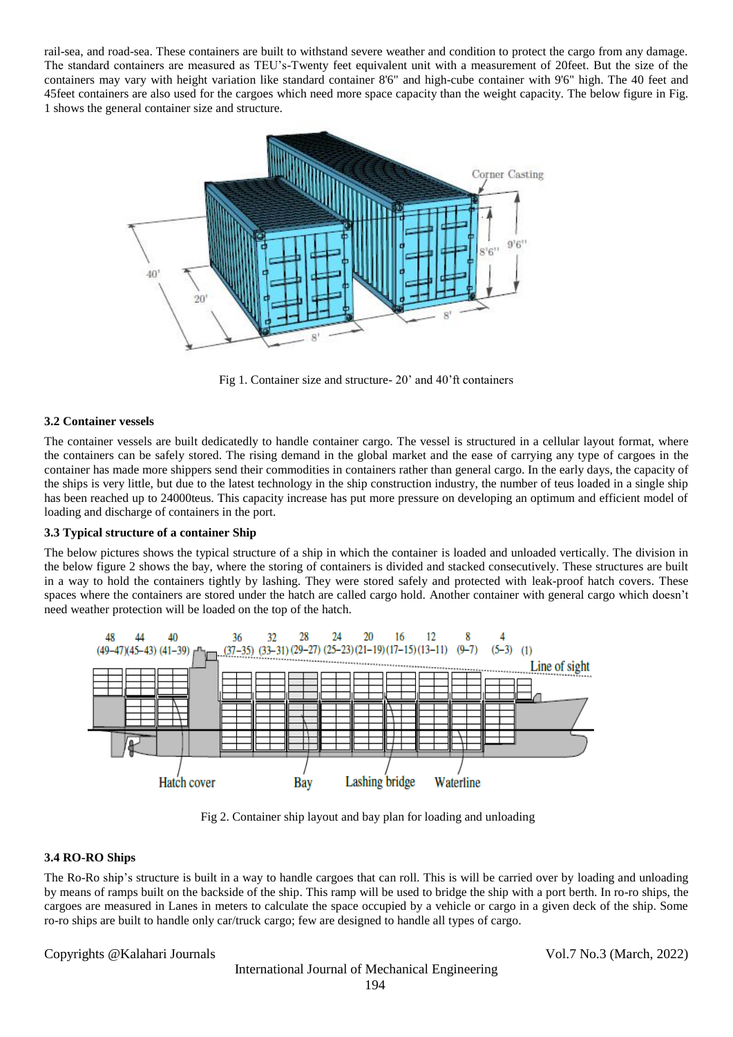rail-sea, and road-sea. These containers are built to withstand severe weather and condition to protect the cargo from any damage. The standard containers are measured as TEU's-Twenty feet equivalent unit with a measurement of 20feet. But the size of the containers may vary with height variation like standard container 8'6" and high-cube container with 9'6" high. The 40 feet and 45feet containers are also used for the cargoes which need more space capacity than the weight capacity. The below figure in Fig. 1 shows the general container size and structure.

Fig 1. Container size and structure- 20' and 40'ft containers

### 3.2 Container vessels

The container vessels are built dedicatedly to handle container cargo. The vessel is structured in a cellular layout format, where the containers can be safely stored. The rising demand in the global market and the ease of carrying any type of cargoes in the container has made more shippers send their commodities in containers rather than general cargo. In the early days, the capacity of the ships is very little, but due to the latest technology in the ship construction industry, the number of teus loaded in a single ship has been reached up to 24000teus. This capacity increase has put more pressure on developing an optimum and efficient model of loading and discharge of containers in the port.

### 3.3 Typical structure of a container Ship

The below pictures shows the typical structure of a ship in which the container is loaded and unloaded vertically. The division in the below figure 2 shows the bay, where the storing of containers is divided and stacked consecutively. These structures are built in a way to hold the containers tightly by lashing. They were stored safely and protected with leak-proof hatch covers. These spaces where the containers are stored under the hatch are called cargo hold. Another container with general cargo which doesn't need weather protection will be loaded on the top of the hatch.

Fig 2. Container ship layout and bay plan for loading and unloading

### 3.4 RO-RO Ships

The Ro-Ro ship's structure is built in a way to handle cargoes that can roll. This is will be carried over by loading and unloading by means of ramps built on the backside of the ship. This ramp will be used to bridge the ship with a port berth. In ro-ro ships, the cargoes are measured in Lanes in meters to calculate the space occupied by a vehicle or cargo in a given deck of the ship. Some ro-ro ships are built to handle only car/truck cargo; few are designed to handle all types of cargo.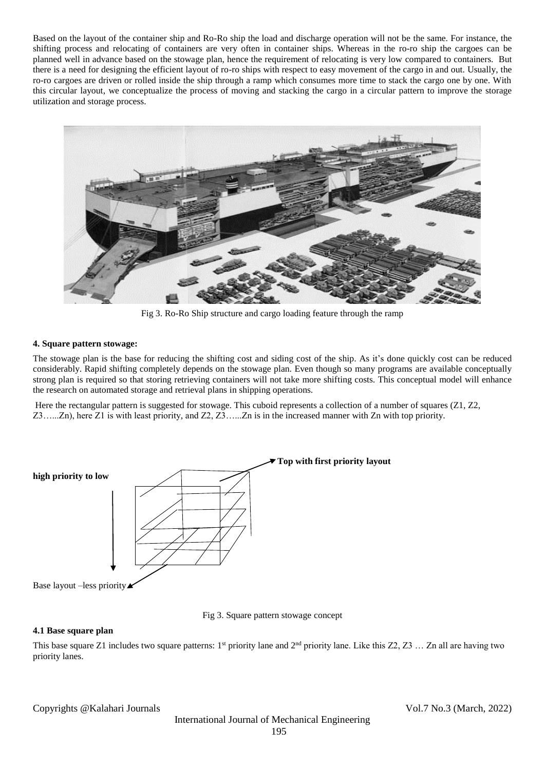Based on the layout of the container ship and Ro-Ro ship the load and discharge operation will not be the same. For instance, the shifting process and relocating of containers are very often in container ships. Whereas in the ro-ro ship the cargoes can be planned well in advance based on the stowage plan, hence the requirement of relocating is very low compared to containers. But there is a need for designing the efficient layout of ro-ro ships with respect to easy movement of the cargo in and out. Usually, the ro-ro cargoes are driven or rolled inside the ship through a ramp which consumes more time to stack the cargo one by one. With this circular layout, we conceptualize the process of moving and stacking the cargo in a circular pattern to improve the storage utilization and storage process.

Fig 3. Ro-Ro Ship structure and cargo loading feature through the ramp

#### 4. Square pattern stowage:

The stowage plan is the base for reducing the shifting cost and siding cost of the ship. As it's done quickly cost can be reduced considerably. Rapid shifting completely depends on the stowage plan. Even though so many programs are available conceptually strong plan is required so that storing retrieving containers will not take more shifting costs. This conceptual model will enhance the research on automated storage and retrieval plans in shipping operations.

Here the rectangular pattern is suggested for stowage. This cuboid represents a collection of a number of squares (Z1, Z2, Z3…...Zn), here Z1 is with least priority, and Z2, Z3…...Zn is in the increased manner with Zn with top priority.

**high priority to low**

**Top with first priority layout**

Base layout –less priority

Fig 3. Square pattern stowage concept

#### 4.1 Base square plan

This base square Z1 includes two square patterns: 1st priority lane and 2nd priority lane. Like this Z2, Z3 … Zn all are having two priority lanes.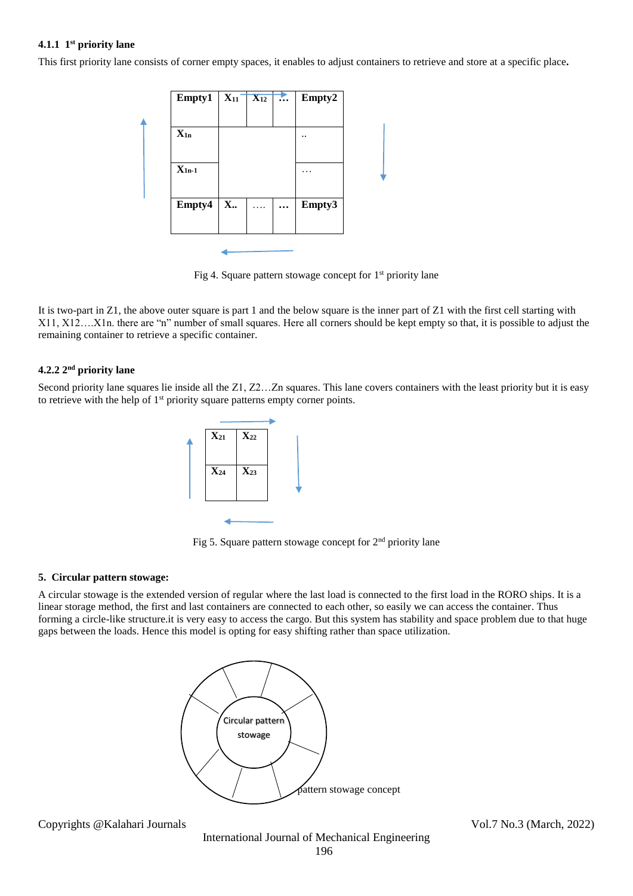#### 4.1.1 1st priority lane

This first priority lane consists of corner empty spaces, it enables to adjust containers to retrieve and store at a specific place**.**

| Empty1 | $X_{11}$ | $X_{12}$ | … | Empty2 |
|---|---|---|---|---|
| $X_{1n}$ | | | | .. |
| $X_{1n-1}$ | | | | … |
| Empty4 | X.. | …. | … | Empty3 |

Fig 4. Square pattern stowage concept for 1st priority lane

It is two-part in Z1, the above outer square is part 1 and the below square is the inner part of Z1 with the first cell starting with X11, X12….X1n. there are "n" number of small squares. Here all corners should be kept empty so that, it is possible to adjust the remaining container to retrieve a specific container.

#### 4.2.2 2nd priority lane

Second priority lane squares lie inside all the Z1, Z2…Zn squares. This lane covers containers with the least priority but it is easy to retrieve with the help of 1st priority square patterns empty corner points.

| $X_{21}$ | $X_{22}$ |
|---|---|
| $X_{24}$ | $X_{23}$ |

Fig 5. Square pattern stowage concept for 2nd priority lane

### 5. Circular pattern stowage:

A circular stowage is the extended version of regular where the last load is connected to the first load in the RORO ships. It is a linear storage method, the first and last containers are connected to each other, so easily we can access the container. Thus forming a circle-like structure.it is very easy to access the cargo. But this system has stability and space problem due to that huge gaps between the loads. Hence this model is opting for easy shifting rather than space utilization.

Circular pattern stowage

pattern stowage concept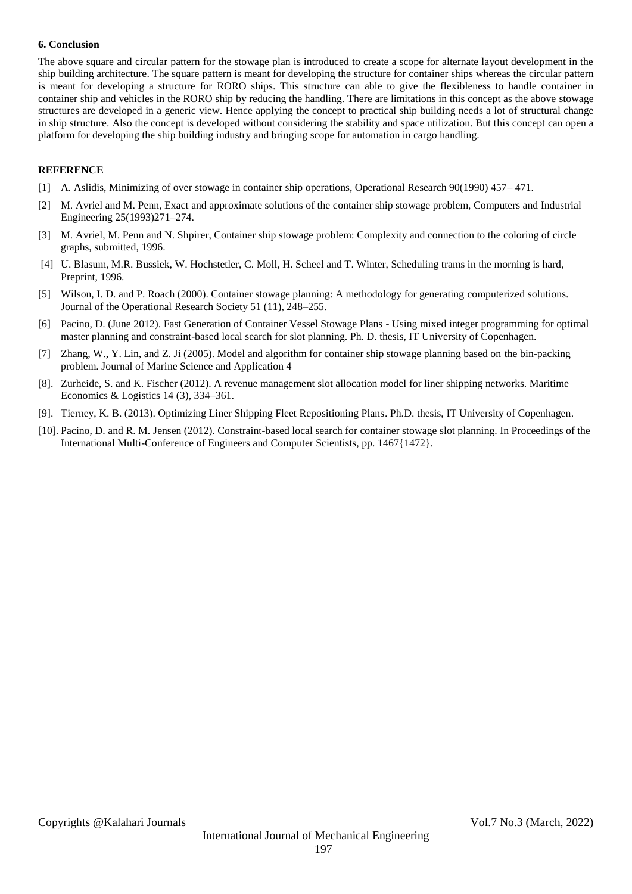### 6. Conclusion

The above square and circular pattern for the stowage plan is introduced to create a scope for alternate layout development in the ship building architecture. The square pattern is meant for developing the structure for container ships whereas the circular pattern is meant for developing a structure for RORO ships. This structure can able to give the flexibleness to handle container in container ship and vehicles in the RORO ship by reducing the handling. There are limitations in this concept as the above stowage structures are developed in a generic view. Hence applying the concept to practical ship building needs a lot of structural change in ship structure. Also the concept is developed without considering the stability and space utilization. But this concept can open a platform for developing the ship building industry and bringing scope for automation in cargo handling.

### REFERENCE

[1] A. Aslidis, Minimizing of over stowage in container ship operations, Operational Research 90(1990) 457– 471.

[2] M. Avriel and M. Penn, Exact and approximate solutions of the container ship stowage problem, Computers and Industrial Engineering 25(1993)271–274.

[3] M. Avriel, M. Penn and N. Shpirer, Container ship stowage problem: Complexity and connection to the coloring of circle graphs, submitted, 1996.

[4] U. Blasum, M.R. Bussiek, W. Hochstetler, C. Moll, H. Scheel and T. Winter, Scheduling trams in the morning is hard, Preprint, 1996.

[5] Wilson, I. D. and P. Roach (2000). Container stowage planning: A methodology for generating computerized solutions. Journal of the Operational Research Society 51 (11), 248–255.

[6] Pacino, D. (June 2012). Fast Generation of Container Vessel Stowage Plans - Using mixed integer programming for optimal master planning and constraint-based local search for slot planning. Ph. D. thesis, IT University of Copenhagen.

[7] Zhang, W., Y. Lin, and Z. Ji (2005). Model and algorithm for container ship stowage planning based on the bin-packing problem. Journal of Marine Science and Application 4

[8]. Zurheide, S. and K. Fischer (2012). A revenue management slot allocation model for liner shipping networks. Maritime Economics & Logistics 14 (3), 334–361.

[9]. Tierney, K. B. (2013). Optimizing Liner Shipping Fleet Repositioning Plans. Ph.D. thesis, IT University of Copenhagen.

[10]. Pacino, D. and R. M. Jensen (2012). Constraint-based local search for container stowage slot planning. In Proceedings of the International Multi-Conference of Engineers and Computer Scientists, pp. 1467{1472}.